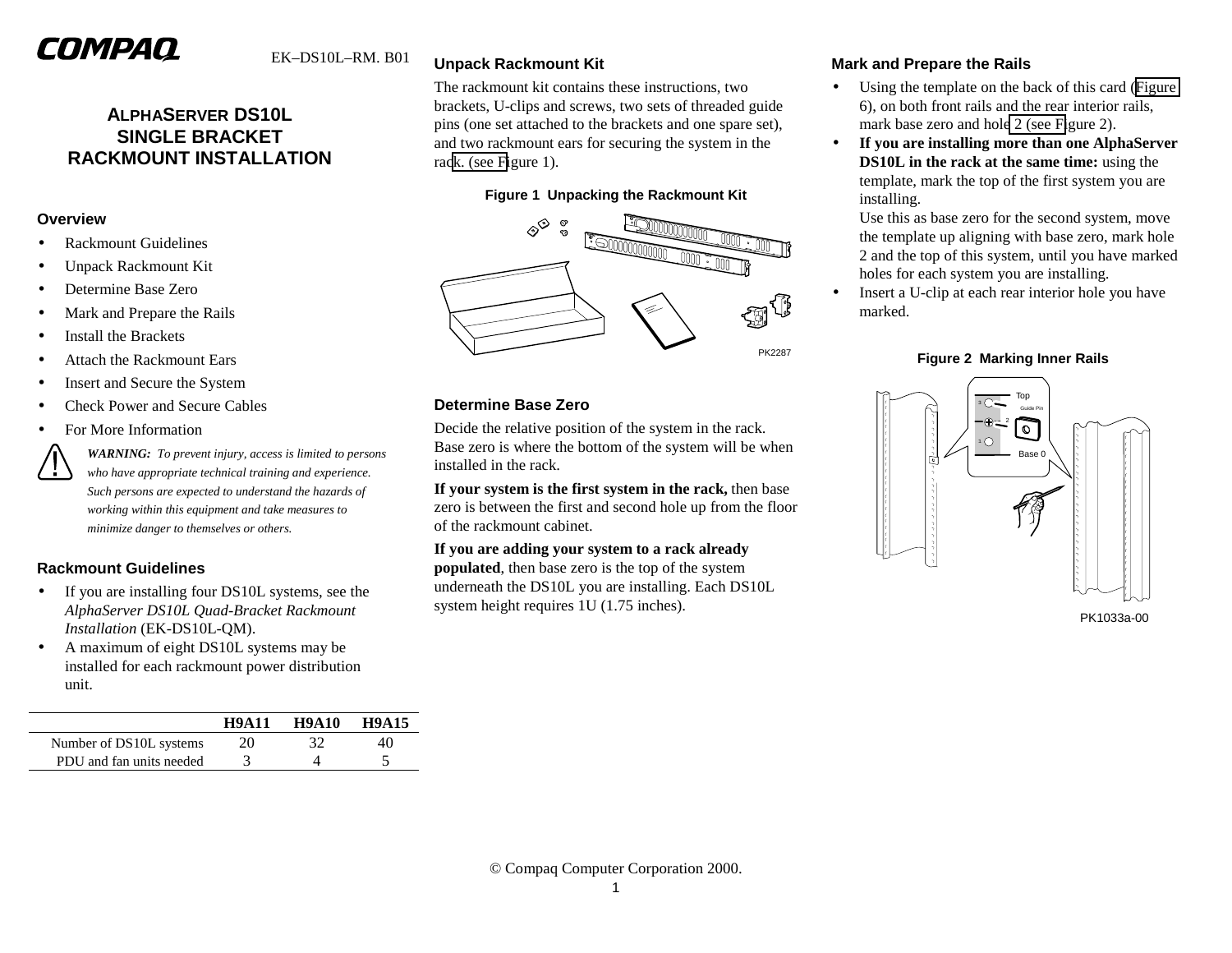COMPAQ

EK–DS10L–RM. B01

# ALPHASERVER DS10L SINGLE BRACKET RACKMOUNT INSTALLATION

## Overview

- Rackmount Guidelines
- Unpack Rackmount Kit
- Determine Base Zero
- Mark and Prepare the Rails
- Install the Brackets
- Attach the Rackmount Ears
- Insert and Secure the System
- Check Power and Secure Cables
- For More Information

***WARNING:** To prevent injury, access is limited to persons who have appropriate technical training and experience. Such persons are expected to understand the hazards of working within this equipment and take measures to minimize danger to themselves or others.*

## Rackmount Guidelines

- If you are installing four DS10L systems, see the *AlphaServer DS10L Quad-Bracket Rackmount Installation* (EK-DS10L-QM).
- A maximum of eight DS10L systems may be installed for each rackmount power distribution unit.

| | H9A11 | H9A10 | H9A15 |
|---|---|---|---|
| Number of DS10L systems | 20 | 32 | 40 |
| PDU and fan units needed | 3 | 4 | 5 |

## Unpack Rackmount Kit

The rackmount kit contains these instructions, two brackets, U-clips and screws, two sets of threaded guide pins (one set attached to the brackets and one spare set), and two rackmount ears for securing the system in the rack. (see Figure 1).

**Figure 1 Unpacking the Rackmount Kit**

PK2287

## Determine Base Zero

Decide the relative position of the system in the rack. Base zero is where the bottom of the system will be when installed in the rack.

**If your system is the first system in the rack,** then base zero is between the first and second hole up from the floor of the rackmount cabinet.

**If you are adding your system to a rack already populated**, then base zero is the top of the system underneath the DS10L you are installing. Each DS10L system height requires 1U (1.75 inches).

## Mark and Prepare the Rails

- Using the template on the back of this card (Figure 6), on both front rails and the rear interior rails, mark base zero and hole 2 (see Figure 2).
- **If you are installing more than one AlphaServer DS10L in the rack at the same time:** using the template, mark the top of the first system you are installing.
  Use this as base zero for the second system, move the template up aligning with base zero, mark hole 2 and the top of this system, until you have marked holes for each system you are installing.
- Insert a U-clip at each rear interior hole you have marked.

**Figure 2 Marking Inner Rails**

PK1033a-00

© Compaq Computer Corporation 2000.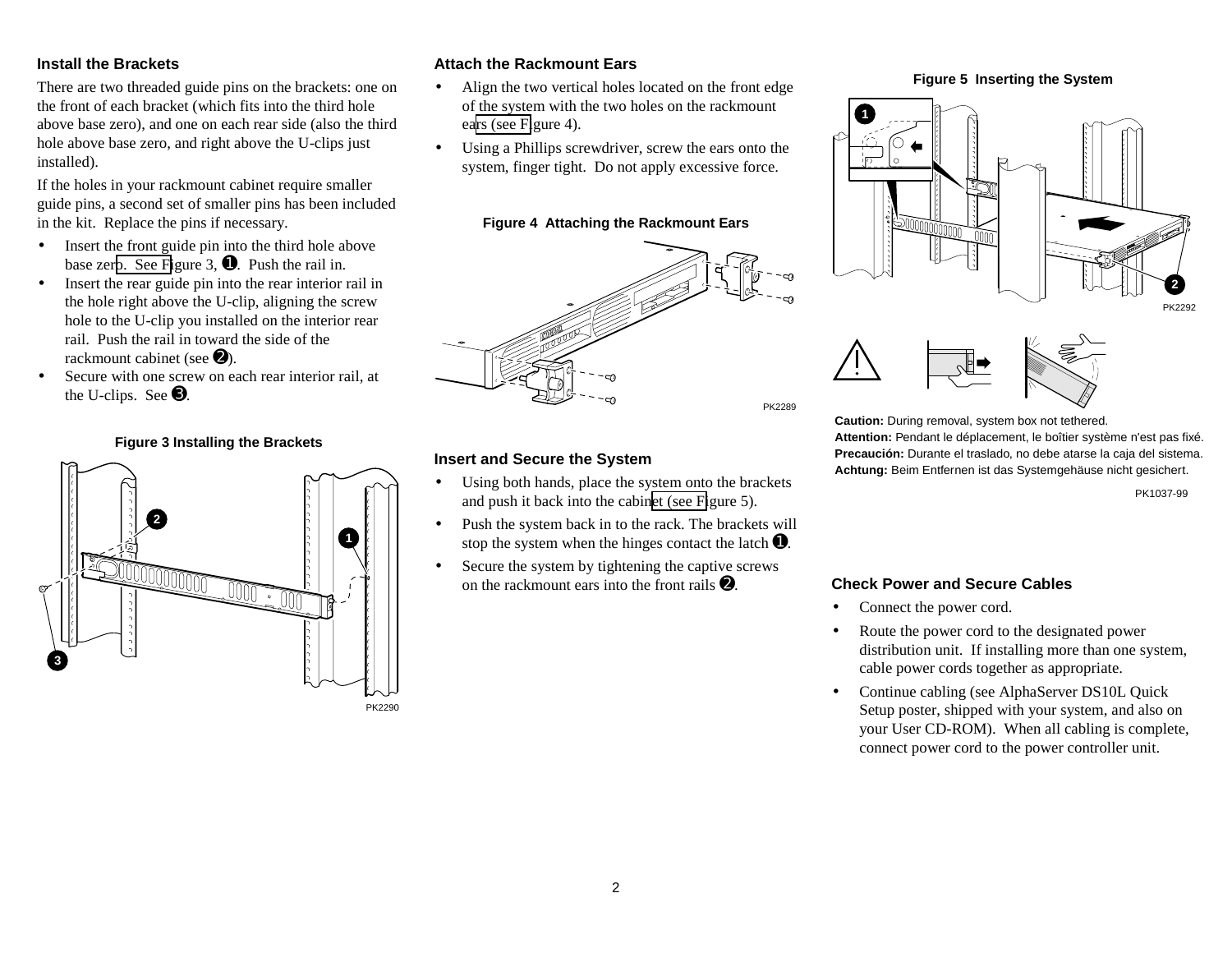## Install the Brackets

There are two threaded guide pins on the brackets: one on the front of each bracket (which fits into the third hole above base zero), and one on each rear side (also the third hole above base zero, and right above the U-clips just installed).

If the holes in your rackmount cabinet require smaller guide pins, a second set of smaller pins has been included in the kit. Replace the pins if necessary.

- Insert the front guide pin into the third hole above base zero. See Figure 3, ❶. Push the rail in.
- Insert the rear guide pin into the rear interior rail in the hole right above the U-clip, aligning the screw hole to the U-clip you installed on the interior rear rail. Push the rail in toward the side of the rackmount cabinet (see ❷).
- Secure with one screw on each rear interior rail, at the U-clips. See ❸.

**Figure 3 Installing the Brackets**

PK2290

## Attach the Rackmount Ears

- Align the two vertical holes located on the front edge of the system with the two holes on the rackmount ears (see Figure 4).
- Using a Phillips screwdriver, screw the ears onto the system, finger tight. Do not apply excessive force.

**Figure 4 Attaching the Rackmount Ears**

PK2289

## Insert and Secure the System

- Using both hands, place the system onto the brackets and push it back into the cabinet (see Figure 5).
- Push the system back in to the rack. The brackets will stop the system when the hinges contact the latch ❶.
- Secure the system by tightening the captive screws on the rackmount ears into the front rails ❷.

**Figure 5 Inserting the System**

PK2292

**Caution:** During removal, system box not tethered.
**Attention:** Pendant le déplacement, le boîtier système n'est pas fixé.
**Precaución:** Durante el traslado, no debe atarse la caja del sistema.
**Achtung:** Beim Entfernen ist das Systemgehäuse nicht gesichert.

PK1037-99

## Check Power and Secure Cables

- Connect the power cord.
- Route the power cord to the designated power distribution unit. If installing more than one system, cable power cords together as appropriate.
- Continue cabling (see AlphaServer DS10L Quick Setup poster, shipped with your system, and also on your User CD-ROM). When all cabling is complete, connect power cord to the power controller unit.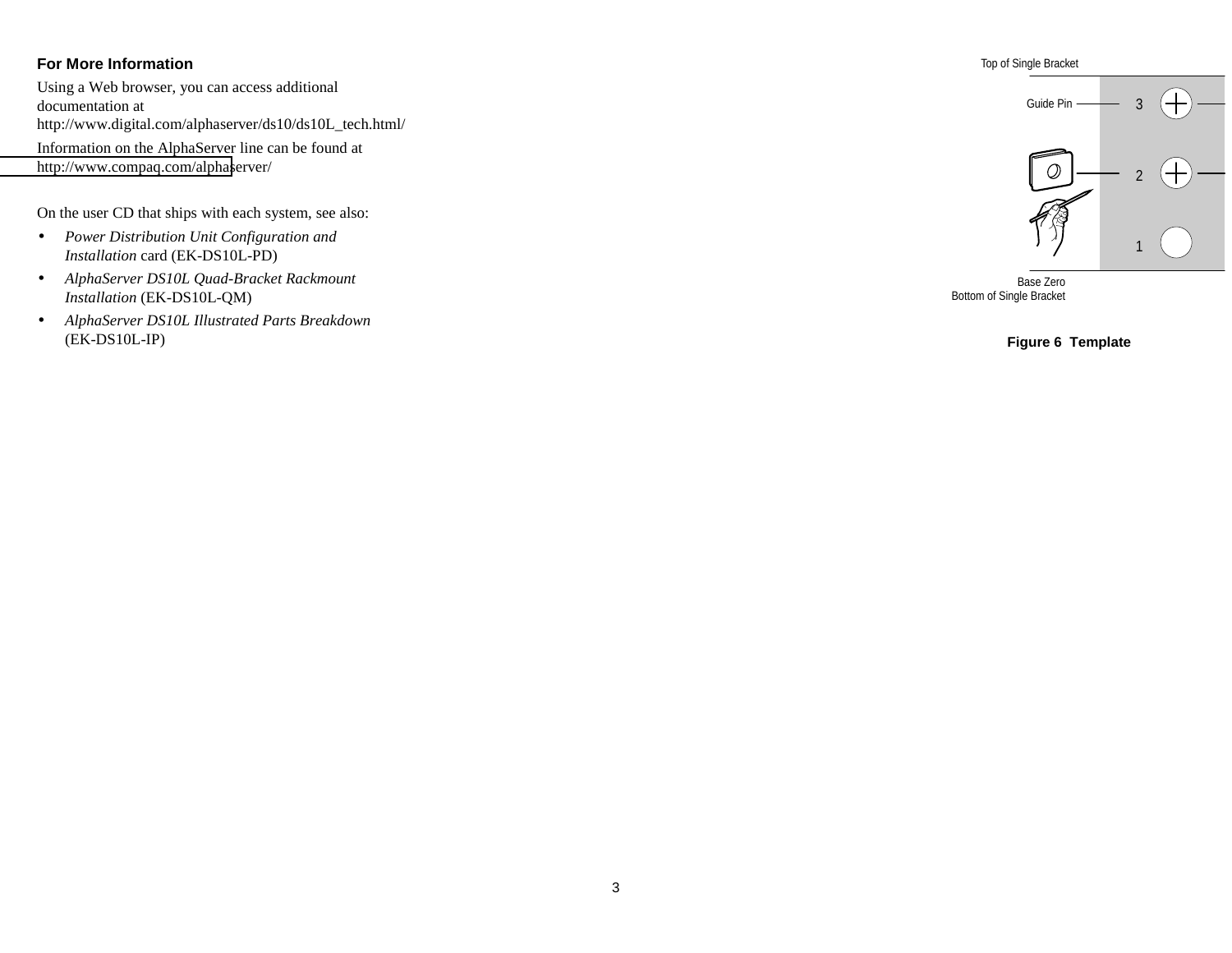## For More Information

Using a Web browser, you can access additional documentation at http://www.digital.com/alphaserver/ds10/ds10L_tech.html/

Information on the AlphaServer line can be found at http://www.compaq.com/alphaserver/

On the user CD that ships with each system, see also:

- *Power Distribution Unit Configuration and Installation* card (EK-DS10L-PD)
- *AlphaServer DS10L Quad-Bracket Rackmount Installation* (EK-DS10L-QM)
- *AlphaServer DS10L Illustrated Parts Breakdown* (EK-DS10L-IP)

Top of Single Bracket

Guide Pin

3

2

1

Base Zero
Bottom of Single Bracket

**Figure 6 Template**